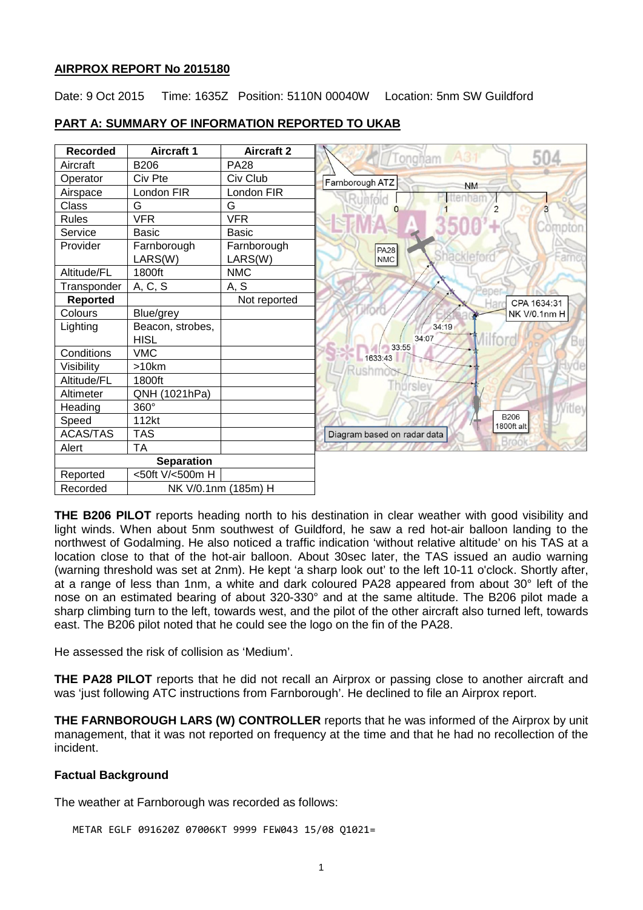**AIRPROX REPORT No 2015180**

Date: 9 Oct 2015 Time: 1635Z Position: 5110N 00040W Location: 5nm SW Guildford

**PART A: SUMMARY OF INFORMATION REPORTED TO UKAB**

| Recorded | Aircraft 1 | Aircraft 2 |
|---|---|---|
| Aircraft | B206 | PA28 |
| Operator | Civ Pte | Civ Club |
| Airspace | London FIR | London FIR |
| Class | G | G |
| Rules | VFR | VFR |
| Service | Basic | Basic |
| Provider | Farnborough LARS(W) | Farnborough LARS(W) |
| Altitude/FL | 1800ft | NMC |
| Transponder | A, C, S | A, S |
| **Reported** | | Not reported |
| Colours | Blue/grey | |
| Lighting | Beacon, strobes, HISL | |
| Conditions | VMC | |
| Visibility | >10km | |
| Altitude/FL | 1800ft | |
| Altimeter | QNH (1021hPa) | |
| Heading | 360° | |
| Speed | 112kt | |
| ACAS/TAS | TAS | |
| Alert | TA | |
| **Separation** | | |
| Reported | <50ft V/<500m H | |
| Recorded | NK V/0.1nm (185m) H | |

Diagram based on radar data

**THE B206 PILOT** reports heading north to his destination in clear weather with good visibility and light winds. When about 5nm southwest of Guildford, he saw a red hot-air balloon landing to the northwest of Godalming. He also noticed a traffic indication 'without relative altitude' on his TAS at a location close to that of the hot-air balloon. About 30sec later, the TAS issued an audio warning (warning threshold was set at 2nm). He kept 'a sharp look out' to the left 10-11 o'clock. Shortly after, at a range of less than 1nm, a white and dark coloured PA28 appeared from about 30° left of the nose on an estimated bearing of about 320-330° and at the same altitude. The B206 pilot made a sharp climbing turn to the left, towards west, and the pilot of the other aircraft also turned left, towards east. The B206 pilot noted that he could see the logo on the fin of the PA28.

He assessed the risk of collision as 'Medium'.

**THE PA28 PILOT** reports that he did not recall an Airprox or passing close to another aircraft and was 'just following ATC instructions from Farnborough'. He declined to file an Airprox report.

**THE FARNBOROUGH LARS (W) CONTROLLER** reports that he was informed of the Airprox by unit management, that it was not reported on frequency at the time and that he had no recollection of the incident.

**Factual Background**

The weather at Farnborough was recorded as follows:

```
METAR EGLF 091620Z 07006KT 9999 FEW043 15/08 Q1021=
```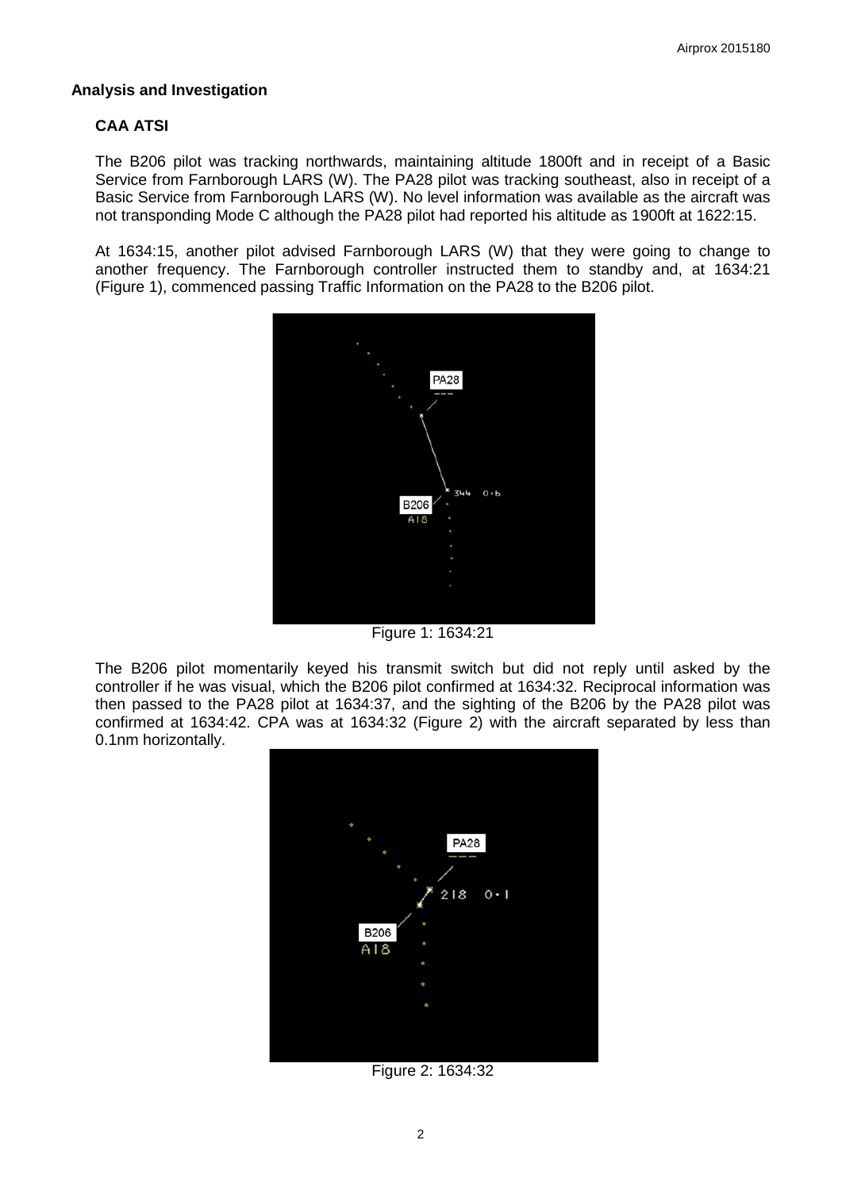## Analysis and Investigation

### CAA ATSI

The B206 pilot was tracking northwards, maintaining altitude 1800ft and in receipt of a Basic Service from Farnborough LARS (W). The PA28 pilot was tracking southeast, also in receipt of a Basic Service from Farnborough LARS (W). No level information was available as the aircraft was not transponding Mode C although the PA28 pilot had reported his altitude as 1900ft at 1622:15.

At 1634:15, another pilot advised Farnborough LARS (W) that they were going to change to another frequency. The Farnborough controller instructed them to standby and, at 1634:21 (Figure 1), commenced passing Traffic Information on the PA28 to the B206 pilot.

Figure 1: 1634:21

The B206 pilot momentarily keyed his transmit switch but did not reply until asked by the controller if he was visual, which the B206 pilot confirmed at 1634:32. Reciprocal information was then passed to the PA28 pilot at 1634:37, and the sighting of the B206 by the PA28 pilot was confirmed at 1634:42. CPA was at 1634:32 (Figure 2) with the aircraft separated by less than 0.1nm horizontally.

Figure 2: 1634:32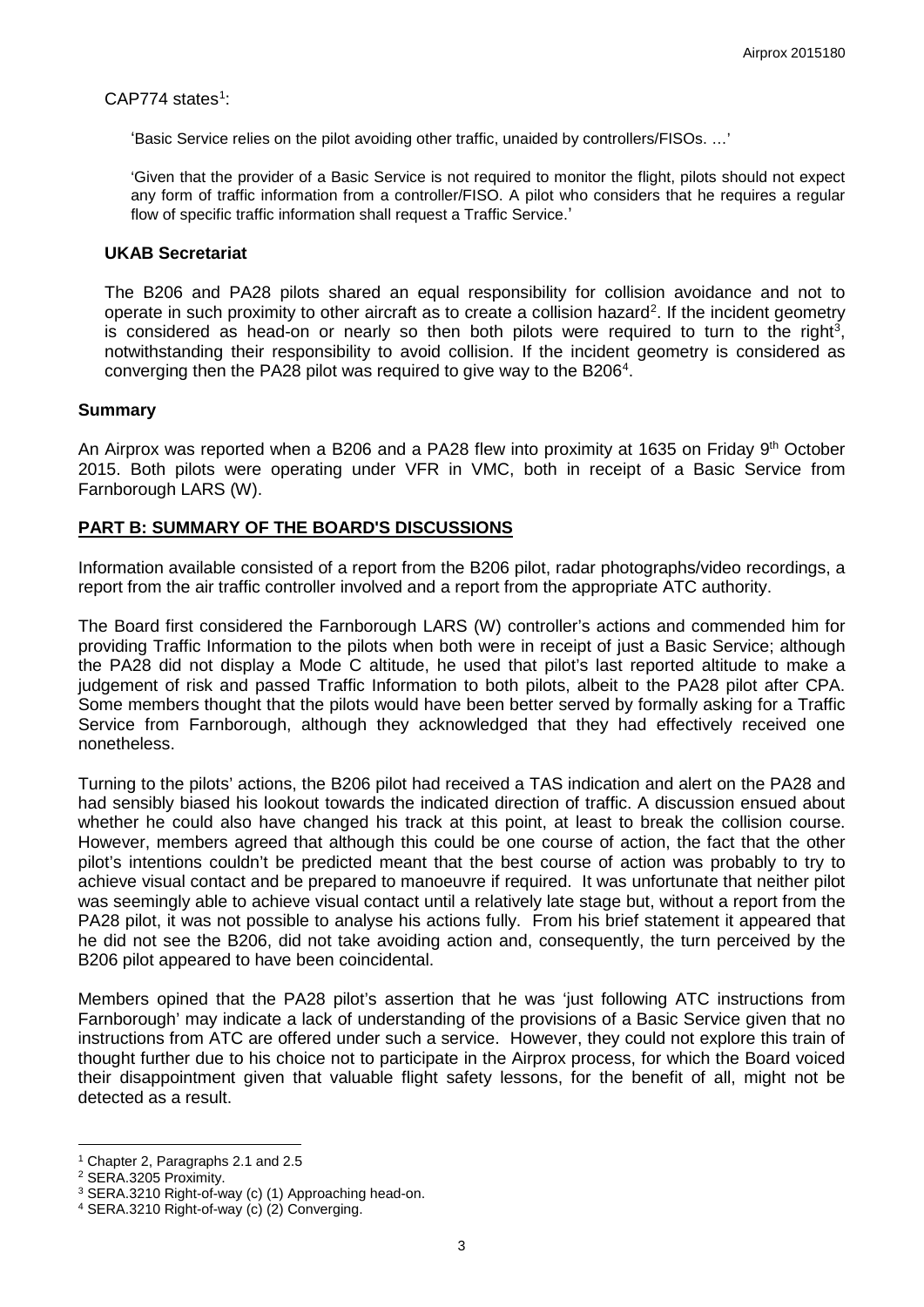CAP774 states[1]:

> 'Basic Service relies on the pilot avoiding other traffic, unaided by controllers/FISOs. …'
>
> 'Given that the provider of a Basic Service is not required to monitor the flight, pilots should not expect any form of traffic information from a controller/FISO. A pilot who considers that he requires a regular flow of specific traffic information shall request a Traffic Service.'

### UKAB Secretariat

The B206 and PA28 pilots shared an equal responsibility for collision avoidance and not to operate in such proximity to other aircraft as to create a collision hazard[2]. If the incident geometry is considered as head-on or nearly so then both pilots were required to turn to the right[3], notwithstanding their responsibility to avoid collision. If the incident geometry is considered as converging then the PA28 pilot was required to give way to the B206[4].

### Summary

An Airprox was reported when a B206 and a PA28 flew into proximity at 1635 on Friday 9th October 2015. Both pilots were operating under VFR in VMC, both in receipt of a Basic Service from Farnborough LARS (W).

## PART B: SUMMARY OF THE BOARD'S DISCUSSIONS

Information available consisted of a report from the B206 pilot, radar photographs/video recordings, a report from the air traffic controller involved and a report from the appropriate ATC authority.

The Board first considered the Farnborough LARS (W) controller's actions and commended him for providing Traffic Information to the pilots when both were in receipt of just a Basic Service; although the PA28 did not display a Mode C altitude, he used that pilot's last reported altitude to make a judgement of risk and passed Traffic Information to both pilots, albeit to the PA28 pilot after CPA. Some members thought that the pilots would have been better served by formally asking for a Traffic Service from Farnborough, although they acknowledged that they had effectively received one nonetheless.

Turning to the pilots' actions, the B206 pilot had received a TAS indication and alert on the PA28 and had sensibly biased his lookout towards the indicated direction of traffic. A discussion ensued about whether he could also have changed his track at this point, at least to break the collision course. However, members agreed that although this could be one course of action, the fact that the other pilot's intentions couldn't be predicted meant that the best course of action was probably to try to achieve visual contact and be prepared to manoeuvre if required. It was unfortunate that neither pilot was seemingly able to achieve visual contact until a relatively late stage but, without a report from the PA28 pilot, it was not possible to analyse his actions fully. From his brief statement it appeared that he did not see the B206, did not take avoiding action and, consequently, the turn perceived by the B206 pilot appeared to have been coincidental.

Members opined that the PA28 pilot's assertion that he was 'just following ATC instructions from Farnborough' may indicate a lack of understanding of the provisions of a Basic Service given that no instructions from ATC are offered under such a service. However, they could not explore this train of thought further due to his choice not to participate in the Airprox process, for which the Board voiced their disappointment given that valuable flight safety lessons, for the benefit of all, might not be detected as a result.

---

[1] Chapter 2, Paragraphs 2.1 and 2.5

[2] SERA.3205 Proximity.

[3] SERA.3210 Right-of-way (c) (1) Approaching head-on.

[4] SERA.3210 Right-of-way (c) (2) Converging.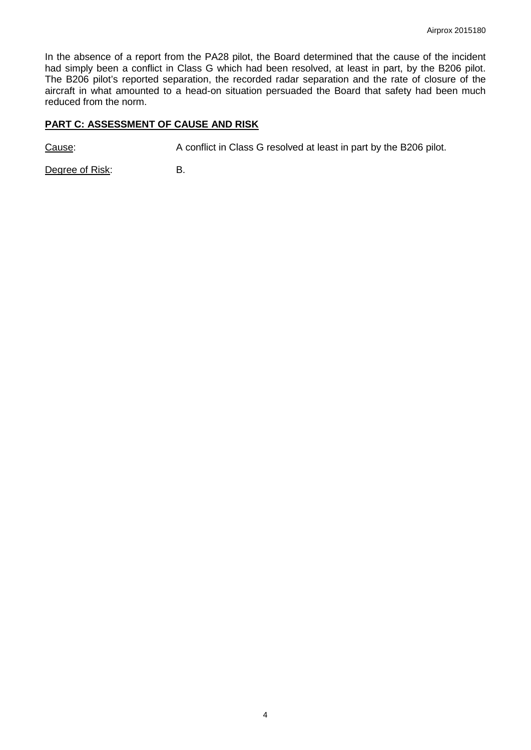In the absence of a report from the PA28 pilot, the Board determined that the cause of the incident had simply been a conflict in Class G which had been resolved, at least in part, by the B206 pilot. The B206 pilot's reported separation, the recorded radar separation and the rate of closure of the aircraft in what amounted to a head-on situation persuaded the Board that safety had been much reduced from the norm.

## PART C: ASSESSMENT OF CAUSE AND RISK

Cause: A conflict in Class G resolved at least in part by the B206 pilot.

Degree of Risk: B.